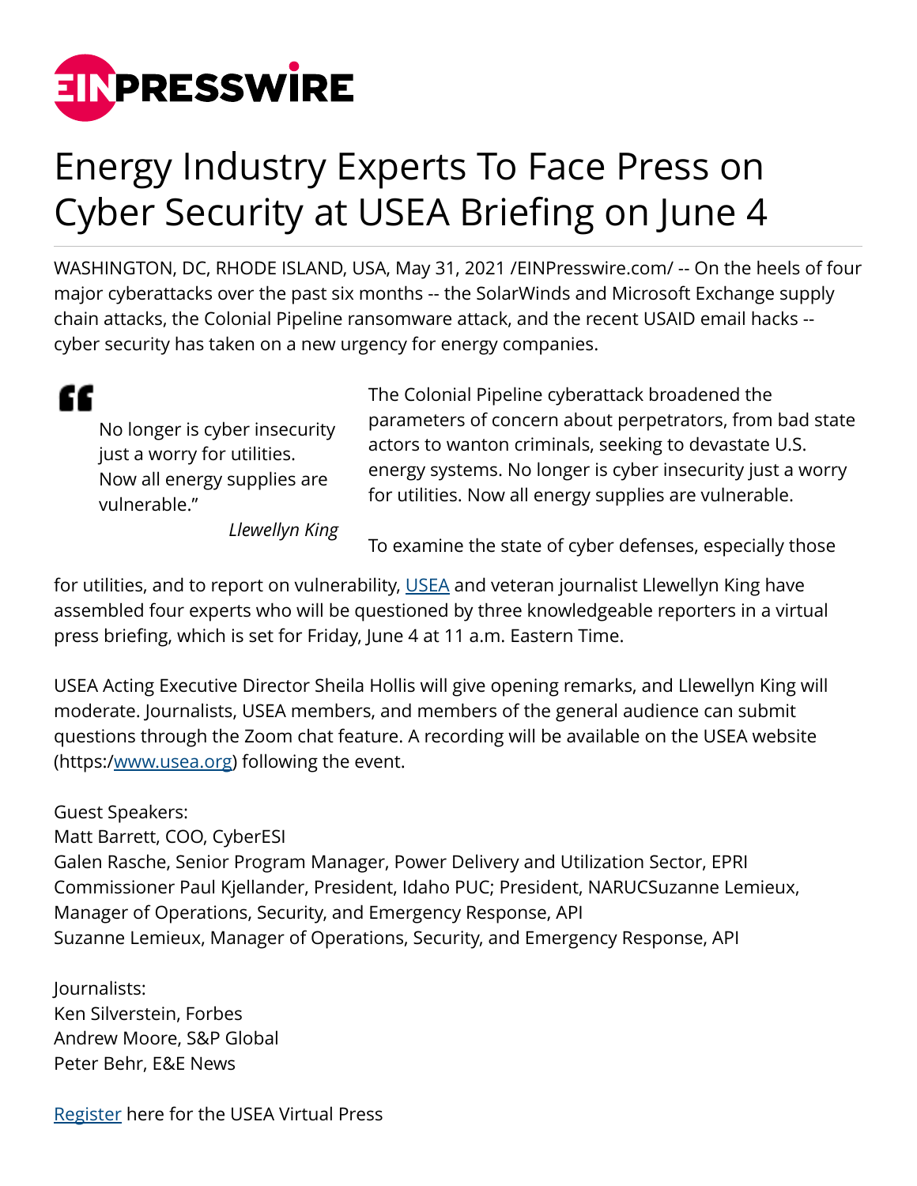# Energy Industry Experts To Face Press on Cyber Security at USEA Briefing on June 4

WASHINGTON, DC, RHODE ISLAND, USA, May 31, 2021 /EINPresswire.com/ -- On the heels of four major cyberattacks over the past six months -- the SolarWinds and Microsoft Exchange supply chain attacks, the Colonial Pipeline ransomware attack, and the recent USAID email hacks -- cyber security has taken on a new urgency for energy companies.

> No longer is cyber insecurity just a worry for utilities. Now all energy supplies are vulnerable."
>
> *Llewellyn King*

The Colonial Pipeline cyberattack broadened the parameters of concern about perpetrators, from bad state actors to wanton criminals, seeking to devastate U.S. energy systems. No longer is cyber insecurity just a worry for utilities. Now all energy supplies are vulnerable.

To examine the state of cyber defenses, especially those for utilities, and to report on vulnerability, USEA and veteran journalist Llewellyn King have assembled four experts who will be questioned by three knowledgeable reporters in a virtual press briefing, which is set for Friday, June 4 at 11 a.m. Eastern Time.

USEA Acting Executive Director Sheila Hollis will give opening remarks, and Llewellyn King will moderate. Journalists, USEA members, and members of the general audience can submit questions through the Zoom chat feature. A recording will be available on the USEA website (https:/www.usea.org) following the event.

Guest Speakers:
Matt Barrett, COO, CyberESI
Galen Rasche, Senior Program Manager, Power Delivery and Utilization Sector, EPRI
Commissioner Paul Kjellander, President, Idaho PUC; President, NARUCSuzanne Lemieux, Manager of Operations, Security, and Emergency Response, API
Suzanne Lemieux, Manager of Operations, Security, and Emergency Response, API

Journalists:
Ken Silverstein, Forbes
Andrew Moore, S&P Global
Peter Behr, E&E News

Register here for the USEA Virtual Press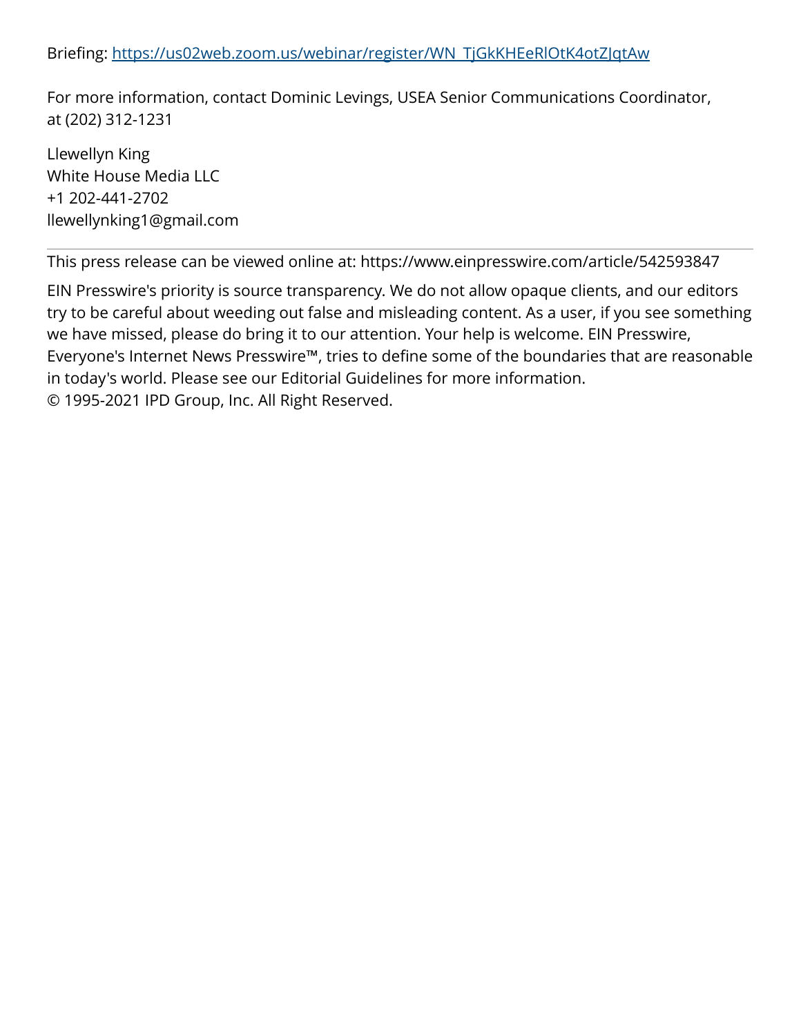Briefing: [https://us02web.zoom.us/webinar/register/WN_TjGkKHEeRlOtK4otZJqtAw](https://us02web.zoom.us/webinar/register/WN_TjGkKHEeRlOtK4otZJqtAw)

For more information, contact Dominic Levings, USEA Senior Communications Coordinator, at (202) 312-1231

Llewellyn King
White House Media LLC
+1 202-441-2702
llewellynking1@gmail.com

---

This press release can be viewed online at: https://www.einpresswire.com/article/542593847

EIN Presswire's priority is source transparency. We do not allow opaque clients, and our editors try to be careful about weeding out false and misleading content. As a user, if you see something we have missed, please do bring it to our attention. Your help is welcome. EIN Presswire, Everyone's Internet News Presswire™, tries to define some of the boundaries that are reasonable in today's world. Please see our Editorial Guidelines for more information.
© 1995-2021 IPD Group, Inc. All Right Reserved.